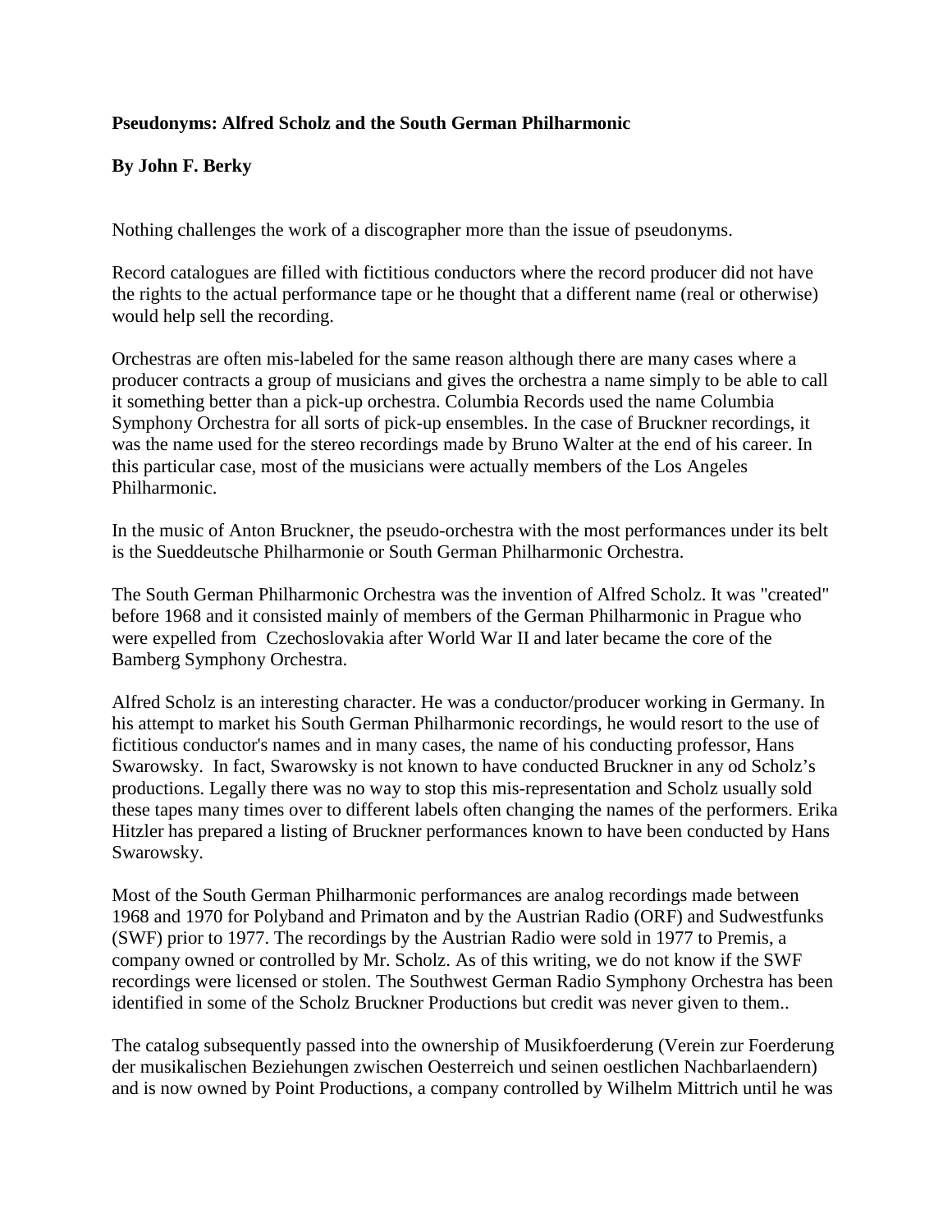**Pseudonyms: Alfred Scholz and the South German Philharmonic**

**By John F. Berky**

Nothing challenges the work of a discographer more than the issue of pseudonyms.

Record catalogues are filled with fictitious conductors where the record producer did not have the rights to the actual performance tape or he thought that a different name (real or otherwise) would help sell the recording.

Orchestras are often mis-labeled for the same reason although there are many cases where a producer contracts a group of musicians and gives the orchestra a name simply to be able to call it something better than a pick-up orchestra. Columbia Records used the name Columbia Symphony Orchestra for all sorts of pick-up ensembles. In the case of Bruckner recordings, it was the name used for the stereo recordings made by Bruno Walter at the end of his career. In this particular case, most of the musicians were actually members of the Los Angeles Philharmonic.

In the music of Anton Bruckner, the pseudo-orchestra with the most performances under its belt is the Sueddeutsche Philharmonie or South German Philharmonic Orchestra.

The South German Philharmonic Orchestra was the invention of Alfred Scholz. It was "created" before 1968 and it consisted mainly of members of the German Philharmonic in Prague who were expelled from Czechoslovakia after World War II and later became the core of the Bamberg Symphony Orchestra.

Alfred Scholz is an interesting character. He was a conductor/producer working in Germany. In his attempt to market his South German Philharmonic recordings, he would resort to the use of fictitious conductor's names and in many cases, the name of his conducting professor, Hans Swarowsky. In fact, Swarowsky is not known to have conducted Bruckner in any od Scholz's productions. Legally there was no way to stop this mis-representation and Scholz usually sold these tapes many times over to different labels often changing the names of the performers. Erika Hitzler has prepared a listing of Bruckner performances known to have been conducted by Hans Swarowsky.

Most of the South German Philharmonic performances are analog recordings made between 1968 and 1970 for Polyband and Primaton and by the Austrian Radio (ORF) and Sudwestfunks (SWF) prior to 1977. The recordings by the Austrian Radio were sold in 1977 to Premis, a company owned or controlled by Mr. Scholz. As of this writing, we do not know if the SWF recordings were licensed or stolen. The Southwest German Radio Symphony Orchestra has been identified in some of the Scholz Bruckner Productions but credit was never given to them..

The catalog subsequently passed into the ownership of Musikfoerderung (Verein zur Foerderung der musikalischen Beziehungen zwischen Oesterreich und seinen oestlichen Nachbarlaendern) and is now owned by Point Productions, a company controlled by Wilhelm Mittrich until he was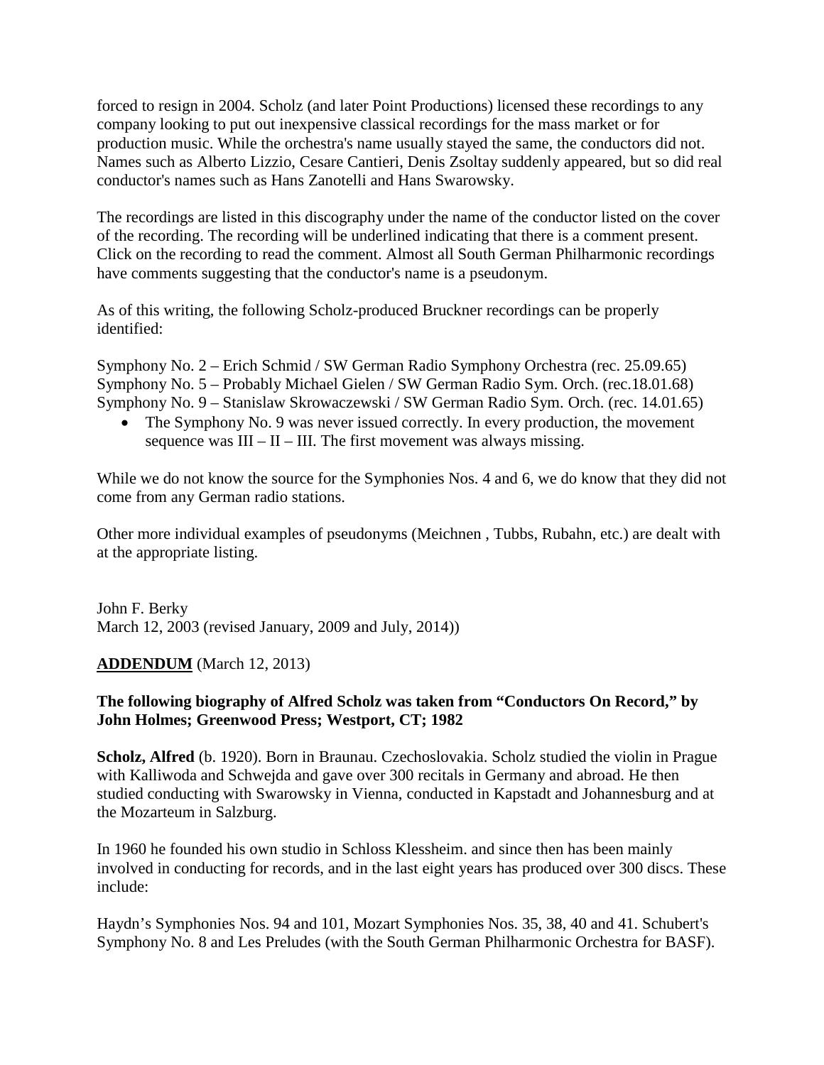forced to resign in 2004. Scholz (and later Point Productions) licensed these recordings to any company looking to put out inexpensive classical recordings for the mass market or for production music. While the orchestra's name usually stayed the same, the conductors did not. Names such as Alberto Lizzio, Cesare Cantieri, Denis Zsoltay suddenly appeared, but so did real conductor's names such as Hans Zanotelli and Hans Swarowsky.

The recordings are listed in this discography under the name of the conductor listed on the cover of the recording. The recording will be underlined indicating that there is a comment present. Click on the recording to read the comment. Almost all South German Philharmonic recordings have comments suggesting that the conductor's name is a pseudonym.

As of this writing, the following Scholz-produced Bruckner recordings can be properly identified:

Symphony No. 2 – Erich Schmid / SW German Radio Symphony Orchestra (rec. 25.09.65)
Symphony No. 5 – Probably Michael Gielen / SW German Radio Sym. Orch. (rec.18.01.68)
Symphony No. 9 – Stanislaw Skrowaczewski / SW German Radio Sym. Orch. (rec. 14.01.65)

- The Symphony No. 9 was never issued correctly. In every production, the movement sequence was III – II – III. The first movement was always missing.

While we do not know the source for the Symphonies Nos. 4 and 6, we do know that they did not come from any German radio stations.

Other more individual examples of pseudonyms (Meichnen , Tubbs, Rubahn, etc.) are dealt with at the appropriate listing.

John F. Berky
March 12, 2003 (revised January, 2009 and July, 2014))

**ADDENDUM** (March 12, 2013)

**The following biography of Alfred Scholz was taken from "Conductors On Record," by John Holmes; Greenwood Press; Westport, CT; 1982**

**Scholz, Alfred** (b. 1920). Born in Braunau. Czechoslovakia. Scholz studied the violin in Prague with Kalliwoda and Schwejda and gave over 300 recitals in Germany and abroad. He then studied conducting with Swarowsky in Vienna, conducted in Kapstadt and Johannesburg and at the Mozarteum in Salzburg.

In 1960 he founded his own studio in Schloss Klessheim. and since then has been mainly involved in conducting for records, and in the last eight years has produced over 300 discs. These include:

Haydn's Symphonies Nos. 94 and 101, Mozart Symphonies Nos. 35, 38, 40 and 41. Schubert's Symphony No. 8 and Les Preludes (with the South German Philharmonic Orchestra for BASF).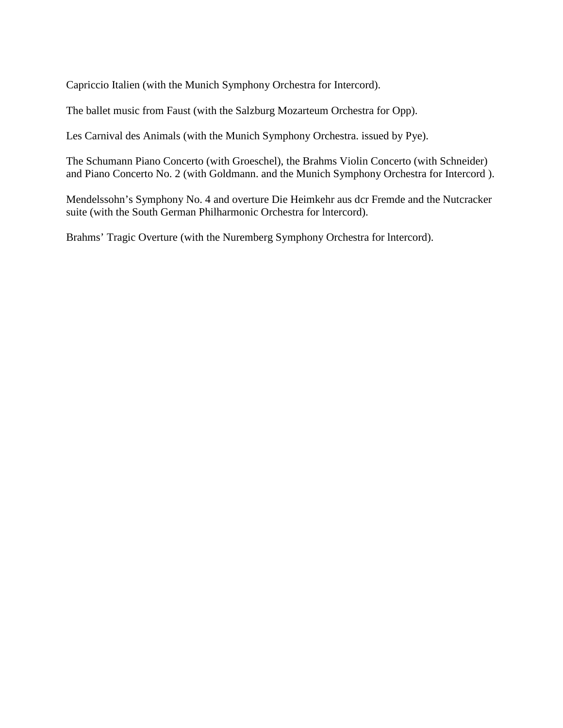Capriccio Italien (with the Munich Symphony Orchestra for Intercord).

The ballet music from Faust (with the Salzburg Mozarteum Orchestra for Opp).

Les Carnival des Animals (with the Munich Symphony Orchestra. issued by Pye).

The Schumann Piano Concerto (with Groeschel), the Brahms Violin Concerto (with Schneider) and Piano Concerto No. 2 (with Goldmann. and the Munich Symphony Orchestra for Intercord ).

Mendelssohn's Symphony No. 4 and overture Die Heimkehr aus dcr Fremde and the Nutcracker suite (with the South German Philharmonic Orchestra for lntercord).

Brahms' Tragic Overture (with the Nuremberg Symphony Orchestra for lntercord).